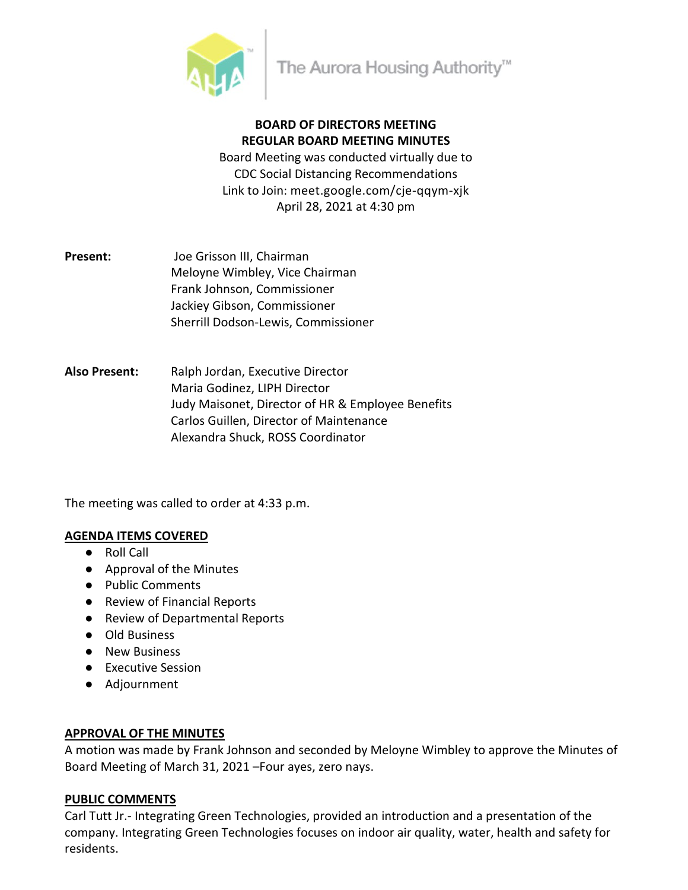The Aurora Housing Authority™

**BOARD OF DIRECTORS MEETING**
**REGULAR BOARD MEETING MINUTES**

Board Meeting was conducted virtually due to
CDC Social Distancing Recommendations
Link to Join: meet.google.com/cje-qqym-xjk
April 28, 2021 at 4:30 pm

**Present:**

Joe Grisson III, Chairman
Meloyne Wimbley, Vice Chairman
Frank Johnson, Commissioner
Jackiey Gibson, Commissioner
Sherrill Dodson-Lewis, Commissioner

**Also Present:**

Ralph Jordan, Executive Director
Maria Godinez, LIPH Director
Judy Maisonet, Director of HR & Employee Benefits
Carlos Guillen, Director of Maintenance
Alexandra Shuck, ROSS Coordinator

The meeting was called to order at 4:33 p.m.

**AGENDA ITEMS COVERED**

- Roll Call
- Approval of the Minutes
- Public Comments
- Review of Financial Reports
- Review of Departmental Reports
- Old Business
- New Business
- Executive Session
- Adjournment

**APPROVAL OF THE MINUTES**

A motion was made by Frank Johnson and seconded by Meloyne Wimbley to approve the Minutes of Board Meeting of March 31, 2021 –Four ayes, zero nays.

**PUBLIC COMMENTS**

Carl Tutt Jr.- Integrating Green Technologies, provided an introduction and a presentation of the company. Integrating Green Technologies focuses on indoor air quality, water, health and safety for residents.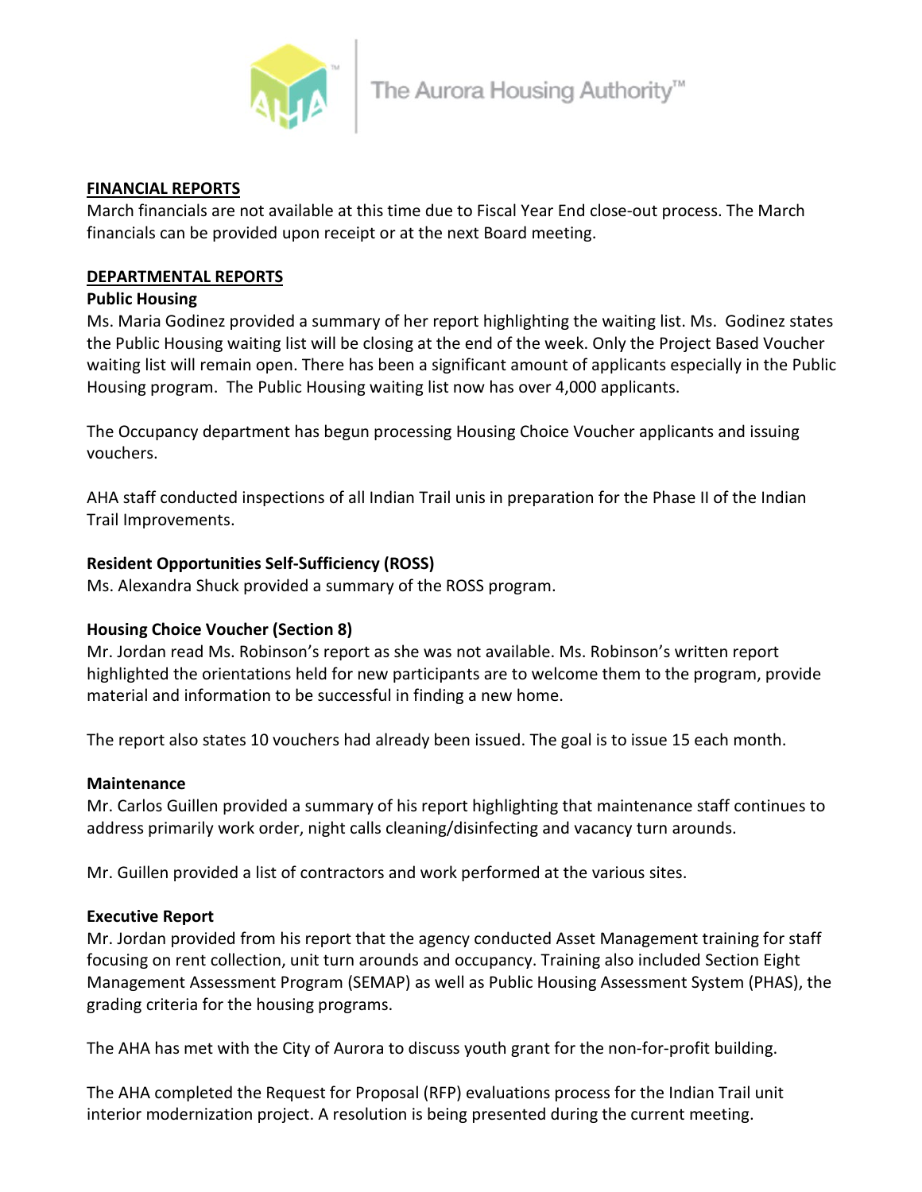## FINANCIAL REPORTS

March financials are not available at this time due to Fiscal Year End close-out process. The March financials can be provided upon receipt or at the next Board meeting.

## DEPARTMENTAL REPORTS

### Public Housing

Ms. Maria Godinez provided a summary of her report highlighting the waiting list. Ms. Godinez states the Public Housing waiting list will be closing at the end of the week. Only the Project Based Voucher waiting list will remain open. There has been a significant amount of applicants especially in the Public Housing program. The Public Housing waiting list now has over 4,000 applicants.

The Occupancy department has begun processing Housing Choice Voucher applicants and issuing vouchers.

AHA staff conducted inspections of all Indian Trail unis in preparation for the Phase II of the Indian Trail Improvements.

### Resident Opportunities Self-Sufficiency (ROSS)

Ms. Alexandra Shuck provided a summary of the ROSS program.

### Housing Choice Voucher (Section 8)

Mr. Jordan read Ms. Robinson's report as she was not available. Ms. Robinson's written report highlighted the orientations held for new participants are to welcome them to the program, provide material and information to be successful in finding a new home.

The report also states 10 vouchers had already been issued. The goal is to issue 15 each month.

### Maintenance

Mr. Carlos Guillen provided a summary of his report highlighting that maintenance staff continues to address primarily work order, night calls cleaning/disinfecting and vacancy turn arounds.

Mr. Guillen provided a list of contractors and work performed at the various sites.

### Executive Report

Mr. Jordan provided from his report that the agency conducted Asset Management training for staff focusing on rent collection, unit turn arounds and occupancy. Training also included Section Eight Management Assessment Program (SEMAP) as well as Public Housing Assessment System (PHAS), the grading criteria for the housing programs.

The AHA has met with the City of Aurora to discuss youth grant for the non-for-profit building.

The AHA completed the Request for Proposal (RFP) evaluations process for the Indian Trail unit interior modernization project. A resolution is being presented during the current meeting.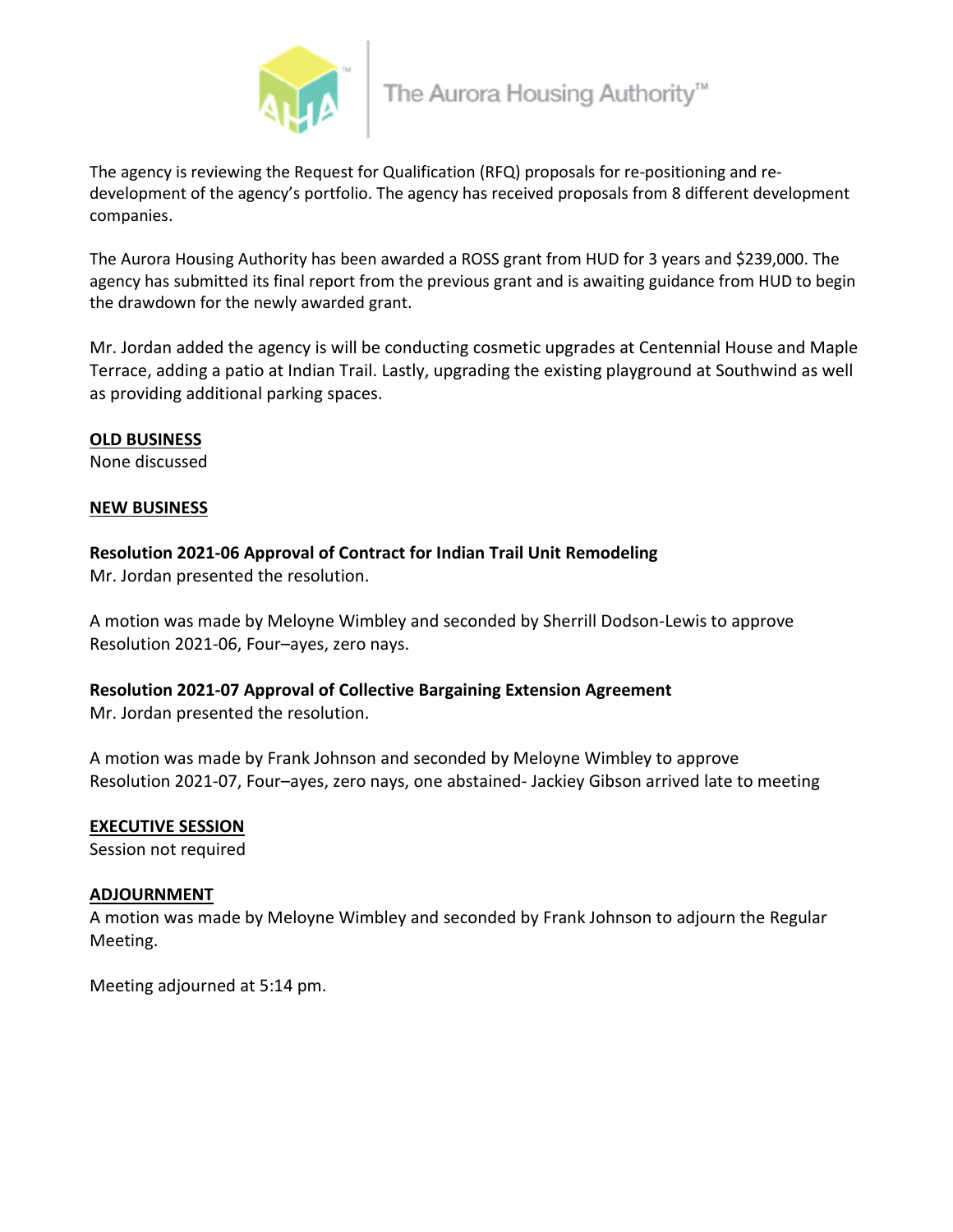The agency is reviewing the Request for Qualification (RFQ) proposals for re-positioning and re-development of the agency's portfolio. The agency has received proposals from 8 different development companies.

The Aurora Housing Authority has been awarded a ROSS grant from HUD for 3 years and $239,000. The agency has submitted its final report from the previous grant and is awaiting guidance from HUD to begin the drawdown for the newly awarded grant.

Mr. Jordan added the agency is will be conducting cosmetic upgrades at Centennial House and Maple Terrace, adding a patio at Indian Trail. Lastly, upgrading the existing playground at Southwind as well as providing additional parking spaces.

**OLD BUSINESS**

None discussed

**NEW BUSINESS**

**Resolution 2021-06 Approval of Contract for Indian Trail Unit Remodeling**

Mr. Jordan presented the resolution.

A motion was made by Meloyne Wimbley and seconded by Sherrill Dodson-Lewis to approve Resolution 2021-06, Four–ayes, zero nays.

**Resolution 2021-07 Approval of Collective Bargaining Extension Agreement**

Mr. Jordan presented the resolution.

A motion was made by Frank Johnson and seconded by Meloyne Wimbley to approve Resolution 2021-07, Four–ayes, zero nays, one abstained- Jackiey Gibson arrived late to meeting

**EXECUTIVE SESSION**

Session not required

**ADJOURNMENT**

A motion was made by Meloyne Wimbley and seconded by Frank Johnson to adjourn the Regular Meeting.

Meeting adjourned at 5:14 pm.